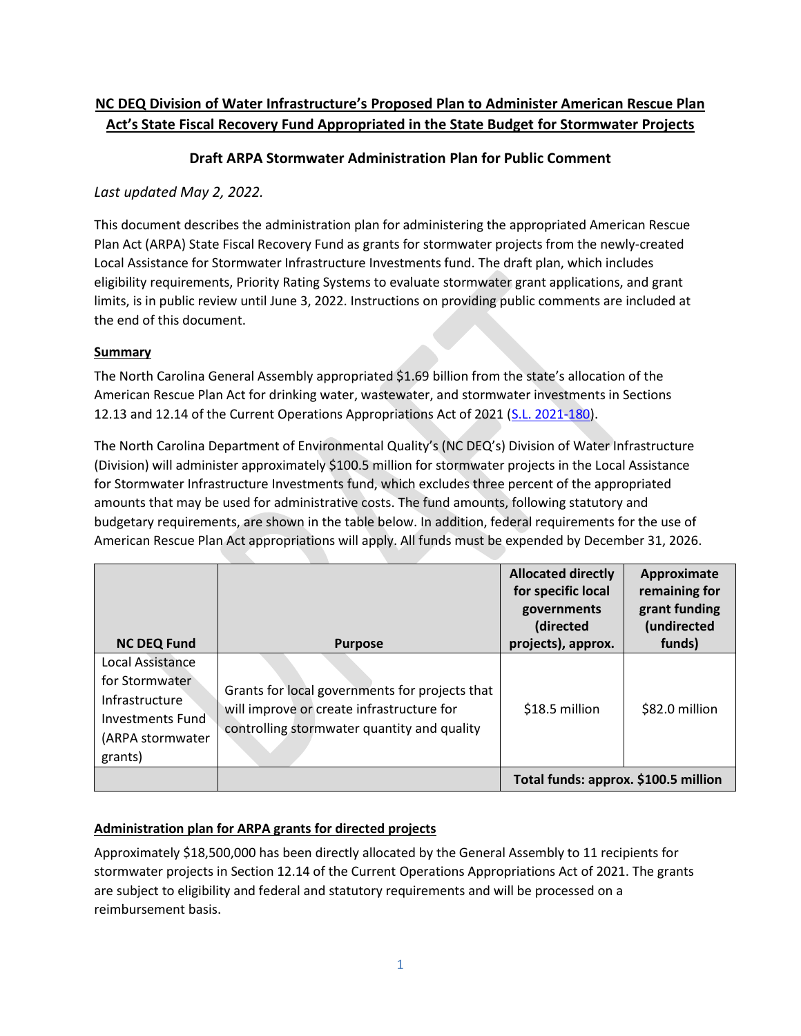**NC DEQ Division of Water Infrastructure's Proposed Plan to Administer American Rescue Plan Act's State Fiscal Recovery Fund Appropriated in the State Budget for Stormwater Projects**

**Draft ARPA Stormwater Administration Plan for Public Comment**

*Last updated May 2, 2022.*

This document describes the administration plan for administering the appropriated American Rescue Plan Act (ARPA) State Fiscal Recovery Fund as grants for stormwater projects from the newly-created Local Assistance for Stormwater Infrastructure Investments fund. The draft plan, which includes eligibility requirements, Priority Rating Systems to evaluate stormwater grant applications, and grant limits, is in public review until June 3, 2022. Instructions on providing public comments are included at the end of this document.

**Summary**

The North Carolina General Assembly appropriated $1.69 billion from the state's allocation of the American Rescue Plan Act for drinking water, wastewater, and stormwater investments in Sections 12.13 and 12.14 of the Current Operations Appropriations Act of 2021 (S.L. 2021-180).

The North Carolina Department of Environmental Quality's (NC DEQ's) Division of Water Infrastructure (Division) will administer approximately $100.5 million for stormwater projects in the Local Assistance for Stormwater Infrastructure Investments fund, which excludes three percent of the appropriated amounts that may be used for administrative costs. The fund amounts, following statutory and budgetary requirements, are shown in the table below. In addition, federal requirements for the use of American Rescue Plan Act appropriations will apply. All funds must be expended by December 31, 2026.

| NC DEQ Fund | Purpose | Allocated directly for specific local governments (directed projects), approx. | Approximate remaining for grant funding (undirected funds) |
|---|---|---|---|
| Local Assistance for Stormwater Infrastructure Investments Fund (ARPA stormwater grants) | Grants for local governments for projects that will improve or create infrastructure for controlling stormwater quantity and quality | $18.5 million | $82.0 million |
| | | **Total funds: approx. $100.5 million** | |

**Administration plan for ARPA grants for directed projects**

Approximately $18,500,000 has been directly allocated by the General Assembly to 11 recipients for stormwater projects in Section 12.14 of the Current Operations Appropriations Act of 2021. The grants are subject to eligibility and federal and statutory requirements and will be processed on a reimbursement basis.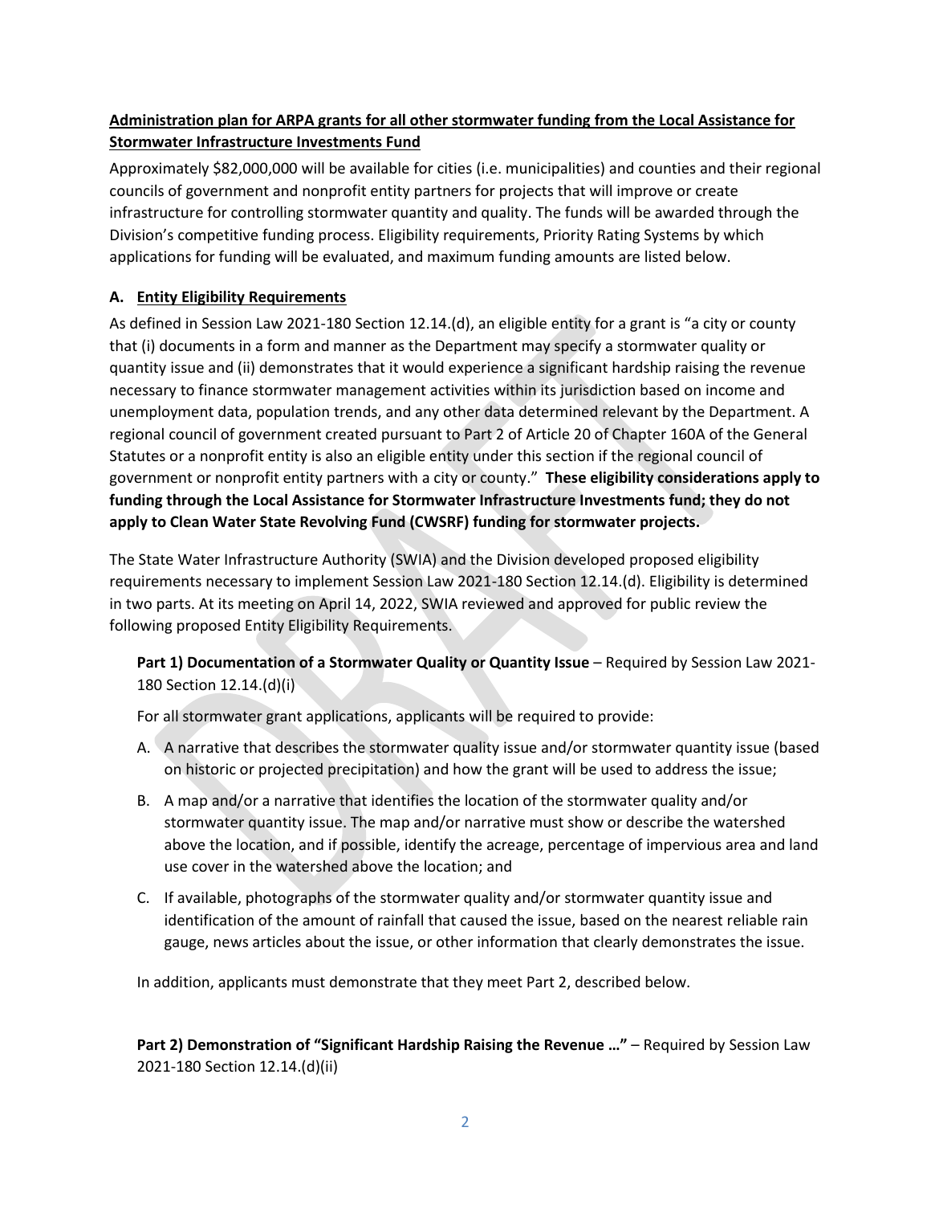**Administration plan for ARPA grants for all other stormwater funding from the Local Assistance for Stormwater Infrastructure Investments Fund**

Approximately $82,000,000 will be available for cities (i.e. municipalities) and counties and their regional councils of government and nonprofit entity partners for projects that will improve or create infrastructure for controlling stormwater quantity and quality. The funds will be awarded through the Division's competitive funding process. Eligibility requirements, Priority Rating Systems by which applications for funding will be evaluated, and maximum funding amounts are listed below.

## A. Entity Eligibility Requirements

As defined in Session Law 2021-180 Section 12.14.(d), an eligible entity for a grant is "a city or county that (i) documents in a form and manner as the Department may specify a stormwater quality or quantity issue and (ii) demonstrates that it would experience a significant hardship raising the revenue necessary to finance stormwater management activities within its jurisdiction based on income and unemployment data, population trends, and any other data determined relevant by the Department. A regional council of government created pursuant to Part 2 of Article 20 of Chapter 160A of the General Statutes or a nonprofit entity is also an eligible entity under this section if the regional council of government or nonprofit entity partners with a city or county." **These eligibility considerations apply to funding through the Local Assistance for Stormwater Infrastructure Investments fund; they do not apply to Clean Water State Revolving Fund (CWSRF) funding for stormwater projects.**

The State Water Infrastructure Authority (SWIA) and the Division developed proposed eligibility requirements necessary to implement Session Law 2021-180 Section 12.14.(d). Eligibility is determined in two parts. At its meeting on April 14, 2022, SWIA reviewed and approved for public review the following proposed Entity Eligibility Requirements.

**Part 1) Documentation of a Stormwater Quality or Quantity Issue** – Required by Session Law 2021-180 Section 12.14.(d)(i)

For all stormwater grant applications, applicants will be required to provide:

A. A narrative that describes the stormwater quality issue and/or stormwater quantity issue (based on historic or projected precipitation) and how the grant will be used to address the issue;

B. A map and/or a narrative that identifies the location of the stormwater quality and/or stormwater quantity issue. The map and/or narrative must show or describe the watershed above the location, and if possible, identify the acreage, percentage of impervious area and land use cover in the watershed above the location; and

C. If available, photographs of the stormwater quality and/or stormwater quantity issue and identification of the amount of rainfall that caused the issue, based on the nearest reliable rain gauge, news articles about the issue, or other information that clearly demonstrates the issue.

In addition, applicants must demonstrate that they meet Part 2, described below.

**Part 2) Demonstration of "Significant Hardship Raising the Revenue …"** – Required by Session Law 2021-180 Section 12.14.(d)(ii)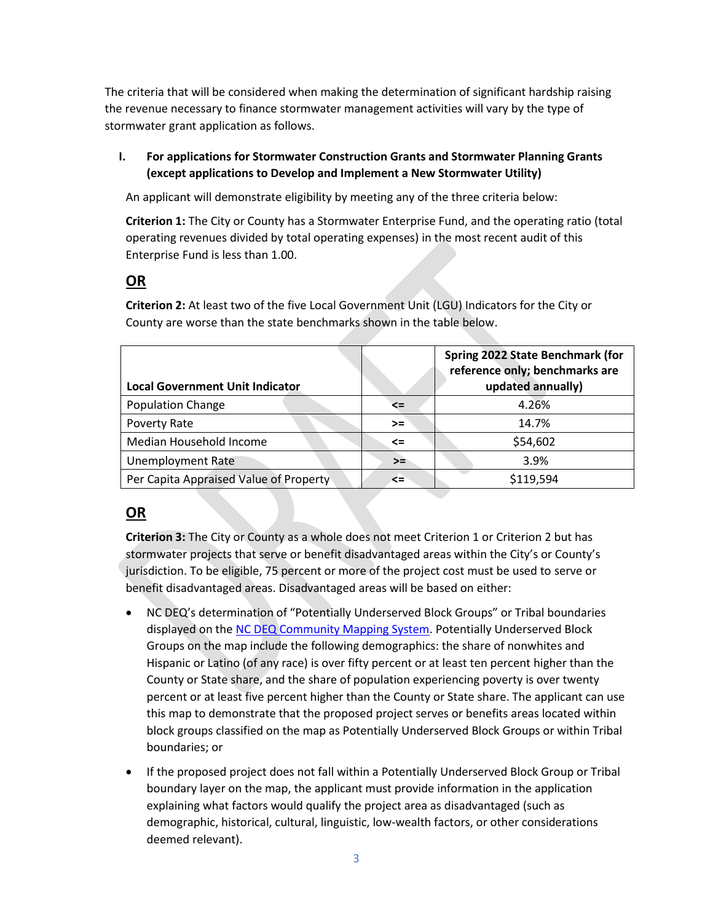The criteria that will be considered when making the determination of significant hardship raising the revenue necessary to finance stormwater management activities will vary by the type of stormwater grant application as follows.

**I. For applications for Stormwater Construction Grants and Stormwater Planning Grants (except applications to Develop and Implement a New Stormwater Utility)**

An applicant will demonstrate eligibility by meeting any of the three criteria below:

**Criterion 1:** The City or County has a Stormwater Enterprise Fund, and the operating ratio (total operating revenues divided by total operating expenses) in the most recent audit of this Enterprise Fund is less than 1.00.

**OR**

**Criterion 2:** At least two of the five Local Government Unit (LGU) Indicators for the City or County are worse than the state benchmarks shown in the table below.

| Local Government Unit Indicator | | Spring 2022 State Benchmark (for reference only; benchmarks are updated annually) |
|---|---|---|
| Population Change | <= | 4.26% |
| Poverty Rate | >= | 14.7% |
| Median Household Income | <= | $54,602 |
| Unemployment Rate | >= | 3.9% |
| Per Capita Appraised Value of Property | <= | $119,594 |

**OR**

**Criterion 3:** The City or County as a whole does not meet Criterion 1 or Criterion 2 but has stormwater projects that serve or benefit disadvantaged areas within the City's or County's jurisdiction. To be eligible, 75 percent or more of the project cost must be used to serve or benefit disadvantaged areas. Disadvantaged areas will be based on either:

- NC DEQ's determination of "Potentially Underserved Block Groups" or Tribal boundaries displayed on the NC DEQ Community Mapping System. Potentially Underserved Block Groups on the map include the following demographics: the share of nonwhites and Hispanic or Latino (of any race) is over fifty percent or at least ten percent higher than the County or State share, and the share of population experiencing poverty is over twenty percent or at least five percent higher than the County or State share. The applicant can use this map to demonstrate that the proposed project serves or benefits areas located within block groups classified on the map as Potentially Underserved Block Groups or within Tribal boundaries; or
- If the proposed project does not fall within a Potentially Underserved Block Group or Tribal boundary layer on the map, the applicant must provide information in the application explaining what factors would qualify the project area as disadvantaged (such as demographic, historical, cultural, linguistic, low-wealth factors, or other considerations deemed relevant).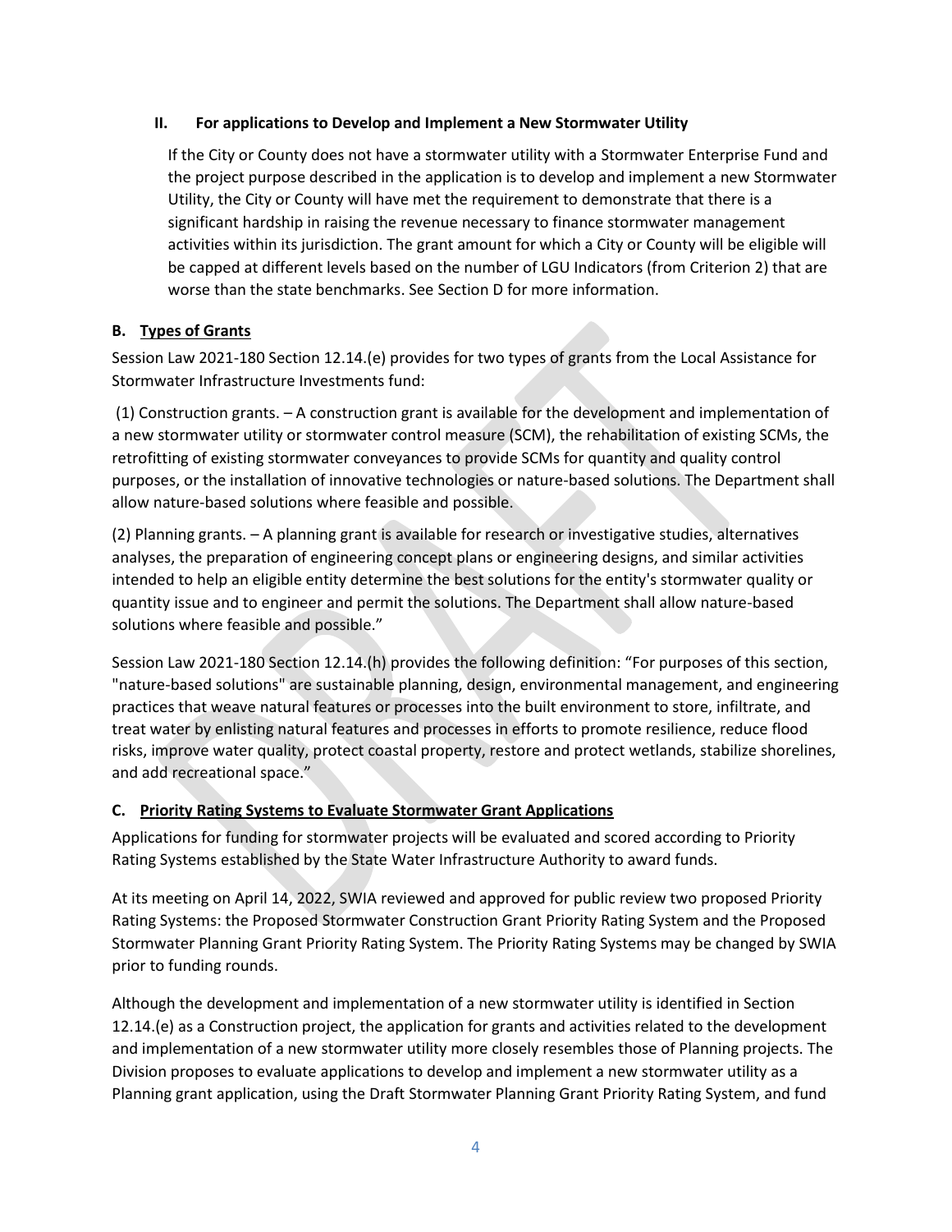### II. For applications to Develop and Implement a New Stormwater Utility

If the City or County does not have a stormwater utility with a Stormwater Enterprise Fund and the project purpose described in the application is to develop and implement a new Stormwater Utility, the City or County will have met the requirement to demonstrate that there is a significant hardship in raising the revenue necessary to finance stormwater management activities within its jurisdiction. The grant amount for which a City or County will be eligible will be capped at different levels based on the number of LGU Indicators (from Criterion 2) that are worse than the state benchmarks. See Section D for more information.

## B. Types of Grants

Session Law 2021-180 Section 12.14.(e) provides for two types of grants from the Local Assistance for Stormwater Infrastructure Investments fund:

(1) Construction grants. – A construction grant is available for the development and implementation of a new stormwater utility or stormwater control measure (SCM), the rehabilitation of existing SCMs, the retrofitting of existing stormwater conveyances to provide SCMs for quantity and quality control purposes, or the installation of innovative technologies or nature-based solutions. The Department shall allow nature-based solutions where feasible and possible.

(2) Planning grants. – A planning grant is available for research or investigative studies, alternatives analyses, the preparation of engineering concept plans or engineering designs, and similar activities intended to help an eligible entity determine the best solutions for the entity's stormwater quality or quantity issue and to engineer and permit the solutions. The Department shall allow nature-based solutions where feasible and possible."

Session Law 2021-180 Section 12.14.(h) provides the following definition: "For purposes of this section, "nature-based solutions" are sustainable planning, design, environmental management, and engineering practices that weave natural features or processes into the built environment to store, infiltrate, and treat water by enlisting natural features and processes in efforts to promote resilience, reduce flood risks, improve water quality, protect coastal property, restore and protect wetlands, stabilize shorelines, and add recreational space."

## C. Priority Rating Systems to Evaluate Stormwater Grant Applications

Applications for funding for stormwater projects will be evaluated and scored according to Priority Rating Systems established by the State Water Infrastructure Authority to award funds.

At its meeting on April 14, 2022, SWIA reviewed and approved for public review two proposed Priority Rating Systems: the Proposed Stormwater Construction Grant Priority Rating System and the Proposed Stormwater Planning Grant Priority Rating System. The Priority Rating Systems may be changed by SWIA prior to funding rounds.

Although the development and implementation of a new stormwater utility is identified in Section 12.14.(e) as a Construction project, the application for grants and activities related to the development and implementation of a new stormwater utility more closely resembles those of Planning projects. The Division proposes to evaluate applications to develop and implement a new stormwater utility as a Planning grant application, using the Draft Stormwater Planning Grant Priority Rating System, and fund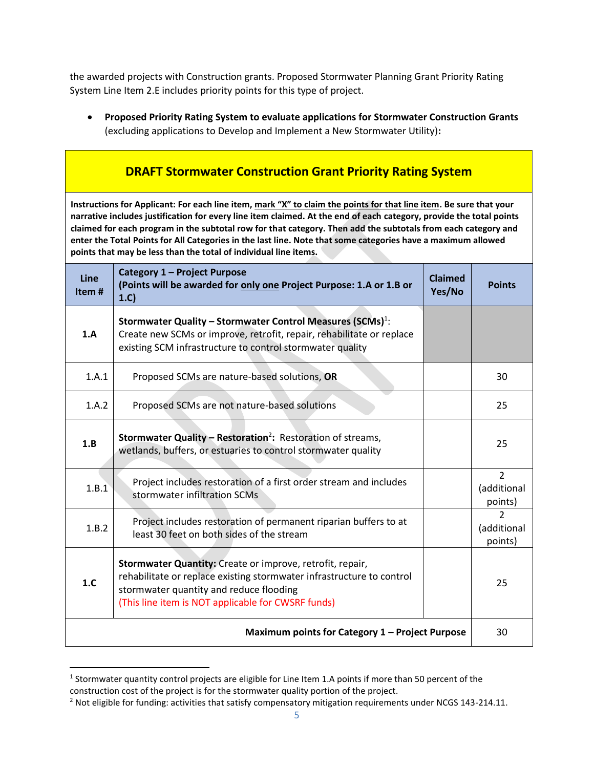the awarded projects with Construction grants. Proposed Stormwater Planning Grant Priority Rating System Line Item 2.E includes priority points for this type of project.

- **Proposed Priority Rating System to evaluate applications for Stormwater Construction Grants** (excluding applications to Develop and Implement a New Stormwater Utility)**:**

**DRAFT Stormwater Construction Grant Priority Rating System**

**Instructions for Applicant: For each line item, mark "X" to claim the points for that line item. Be sure that your narrative includes justification for every line item claimed. At the end of each category, provide the total points claimed for each program in the subtotal row for that category. Then add the subtotals from each category and enter the Total Points for All Categories in the last line. Note that some categories have a maximum allowed points that may be less than the total of individual line items.**

| Line Item # | Category 1 – Project Purpose (Points will be awarded for only one Project Purpose: 1.A or 1.B or 1.C) | Claimed Yes/No | Points |
|---|---|---|---|
| **1.A** | **Stormwater Quality – Stormwater Control Measures (SCMs)**[1]: Create new SCMs or improve, retrofit, repair, rehabilitate or replace existing SCM infrastructure to control stormwater quality | | |
| 1.A.1 | Proposed SCMs are nature-based solutions, **OR** | | 30 |
| 1.A.2 | Proposed SCMs are not nature-based solutions | | 25 |
| **1.B** | **Stormwater Quality – Restoration**[2]**:** Restoration of streams, wetlands, buffers, or estuaries to control stormwater quality | | 25 |
| 1.B.1 | Project includes restoration of a first order stream and includes stormwater infiltration SCMs | | 2 (additional points) |
| 1.B.2 | Project includes restoration of permanent riparian buffers to at least 30 feet on both sides of the stream | | 2 (additional points) |
| **1.C** | **Stormwater Quantity:** Create or improve, retrofit, repair, rehabilitate or replace existing stormwater infrastructure to control stormwater quantity and reduce flooding (This line item is NOT applicable for CWSRF funds) | | 25 |
| | | **Maximum points for Category 1 – Project Purpose** | 30 |

[1] Stormwater quantity control projects are eligible for Line Item 1.A points if more than 50 percent of the construction cost of the project is for the stormwater quality portion of the project.

[2] Not eligible for funding: activities that satisfy compensatory mitigation requirements under NCGS 143-214.11.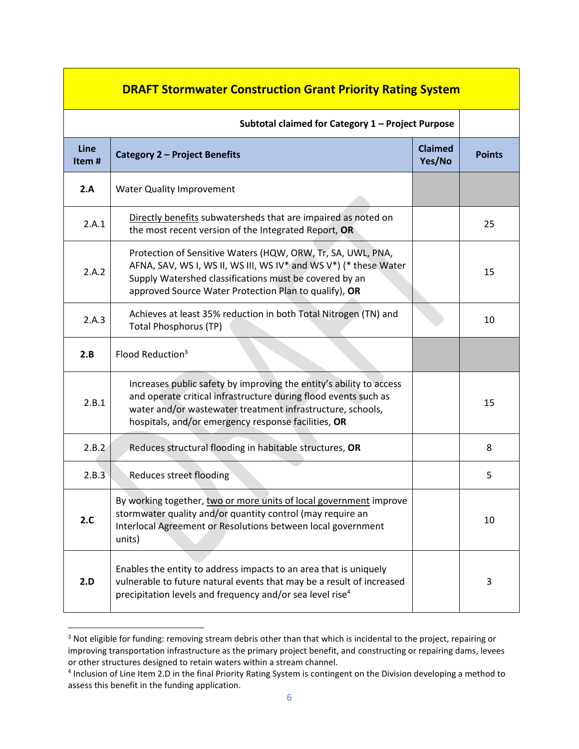| **DRAFT Stormwater Construction Grant Priority Rating System** | | | |
|---|---|---|---|
| | **Subtotal claimed for Category 1 – Project Purpose** | | |
| **Line Item #** | **Category 2 – Project Benefits** | **Claimed Yes/No** | **Points** |
| **2.A** | Water Quality Improvement | | |
| 2.A.1 | Directly benefits subwatersheds that are impaired as noted on the most recent version of the Integrated Report, **OR** | | 25 |
| 2.A.2 | Protection of Sensitive Waters (HQW, ORW, Tr, SA, UWL, PNA, AFNA, SAV, WS I, WS II, WS III, WS IV* and WS V*) (* these Water Supply Watershed classifications must be covered by an approved Source Water Protection Plan to qualify), **OR** | | 15 |
| 2.A.3 | Achieves at least 35% reduction in both Total Nitrogen (TN) and Total Phosphorus (TP) | | 10 |
| **2.B** | Flood Reduction[3] | | |
| 2.B.1 | Increases public safety by improving the entity's ability to access and operate critical infrastructure during flood events such as water and/or wastewater treatment infrastructure, schools, hospitals, and/or emergency response facilities, **OR** | | 15 |
| 2.B.2 | Reduces structural flooding in habitable structures, **OR** | | 8 |
| 2.B.3 | Reduces street flooding | | 5 |
| **2.C** | By working together, two or more units of local government improve stormwater quality and/or quantity control (may require an Interlocal Agreement or Resolutions between local government units) | | 10 |
| **2.D** | Enables the entity to address impacts to an area that is uniquely vulnerable to future natural events that may be a result of increased precipitation levels and frequency and/or sea level rise[4] | | 3 |

[3] Not eligible for funding: removing stream debris other than that which is incidental to the project, repairing or improving transportation infrastructure as the primary project benefit, and constructing or repairing dams, levees or other structures designed to retain waters within a stream channel.

[4] Inclusion of Line Item 2.D in the final Priority Rating System is contingent on the Division developing a method to assess this benefit in the funding application.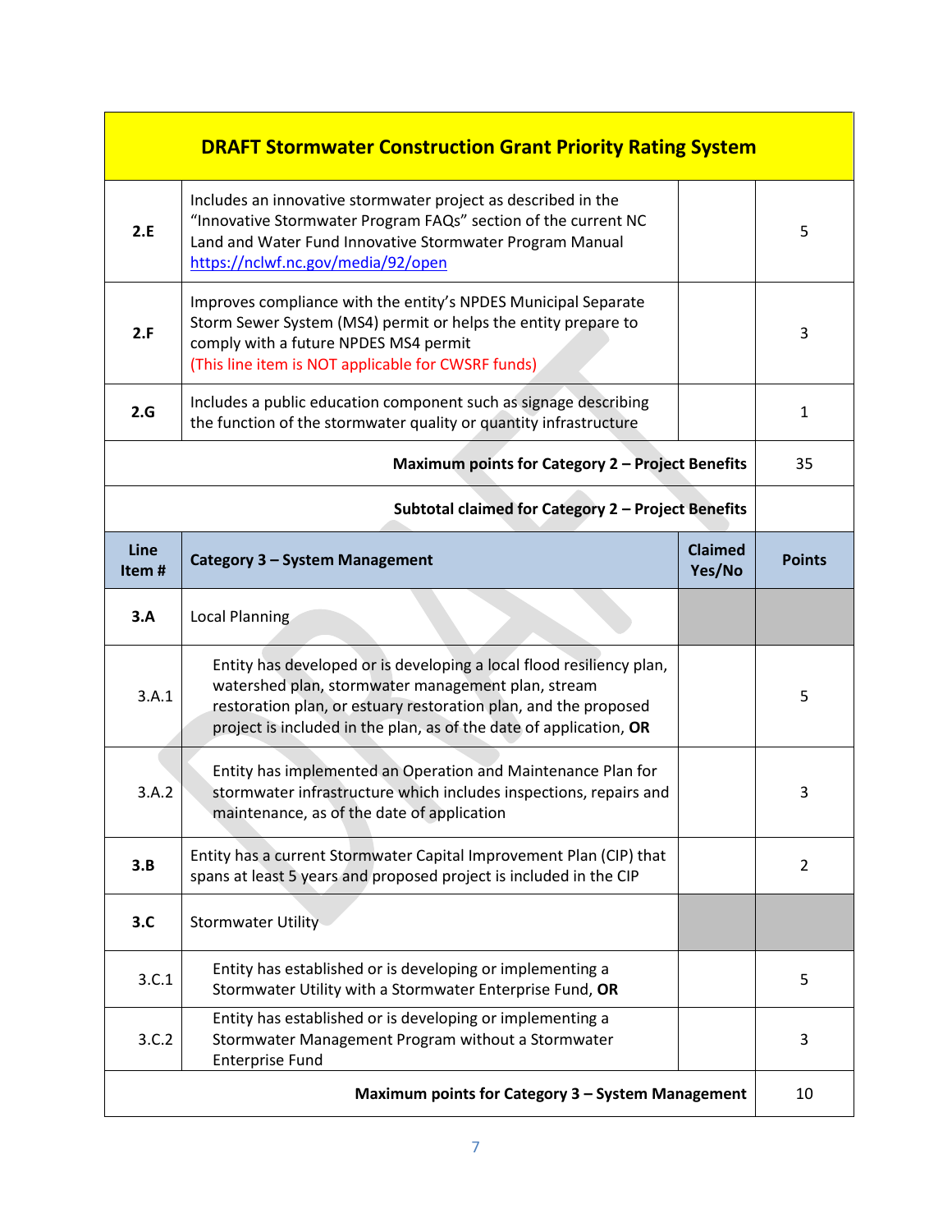| DRAFT Stormwater Construction Grant Priority Rating System | | | |
|---|---|---|---|
| **2.E** | Includes an innovative stormwater project as described in the "Innovative Stormwater Program FAQs" section of the current NC Land and Water Fund Innovative Stormwater Program Manual https://nclwf.nc.gov/media/92/open | | 5 |
| **2.F** | Improves compliance with the entity's NPDES Municipal Separate Storm Sewer System (MS4) permit or helps the entity prepare to comply with a future NPDES MS4 permit (This line item is NOT applicable for CWSRF funds) | | 3 |
| **2.G** | Includes a public education component such as signage describing the function of the stormwater quality or quantity infrastructure | | 1 |
| | **Maximum points for Category 2 – Project Benefits** | | 35 |
| | **Subtotal claimed for Category 2 – Project Benefits** | | |
| **Line Item #** | **Category 3 – System Management** | **Claimed Yes/No** | **Points** |
| **3.A** | Local Planning | | |
| 3.A.1 | Entity has developed or is developing a local flood resiliency plan, watershed plan, stormwater management plan, stream restoration plan, or estuary restoration plan, and the proposed project is included in the plan, as of the date of application, **OR** | | 5 |
| 3.A.2 | Entity has implemented an Operation and Maintenance Plan for stormwater infrastructure which includes inspections, repairs and maintenance, as of the date of application | | 3 |
| **3.B** | Entity has a current Stormwater Capital Improvement Plan (CIP) that spans at least 5 years and proposed project is included in the CIP | | 2 |
| **3.C** | Stormwater Utility | | |
| 3.C.1 | Entity has established or is developing or implementing a Stormwater Utility with a Stormwater Enterprise Fund, **OR** | | 5 |
| 3.C.2 | Entity has established or is developing or implementing a Stormwater Management Program without a Stormwater Enterprise Fund | | 3 |
| | **Maximum points for Category 3 – System Management** | | 10 |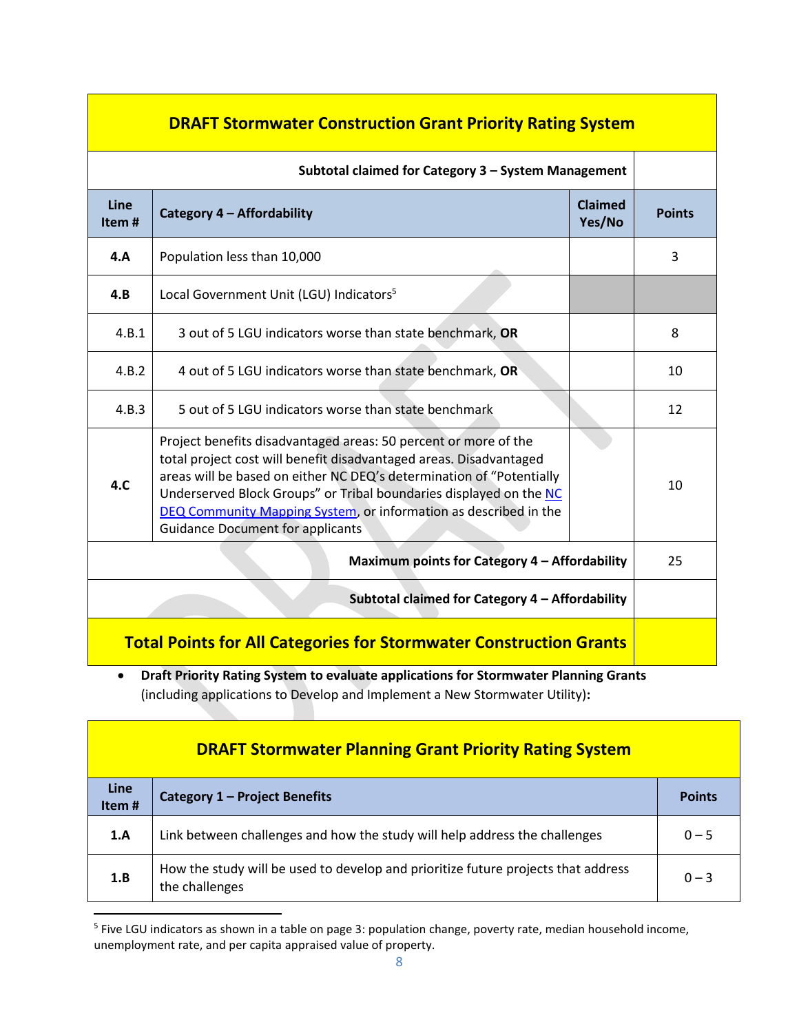| DRAFT Stormwater Construction Grant Priority Rating System | | | |
|---|---|---|---|
| | **Subtotal claimed for Category 3 – System Management** | | |
| **Line Item #** | **Category 4 – Affordability** | **Claimed Yes/No** | **Points** |
| **4.A** | Population less than 10,000 | | 3 |
| **4.B** | Local Government Unit (LGU) Indicators[5] | | |
| 4.B.1 | 3 out of 5 LGU indicators worse than state benchmark, **OR** | | 8 |
| 4.B.2 | 4 out of 5 LGU indicators worse than state benchmark, **OR** | | 10 |
| 4.B.3 | 5 out of 5 LGU indicators worse than state benchmark | | 12 |
| **4.C** | Project benefits disadvantaged areas: 50 percent or more of the total project cost will benefit disadvantaged areas. Disadvantaged areas will be based on either NC DEQ's determination of "Potentially Underserved Block Groups" or Tribal boundaries displayed on the NC DEQ Community Mapping System, or information as described in the Guidance Document for applicants | | 10 |
| | **Maximum points for Category 4 – Affordability** | | 25 |
| | **Subtotal claimed for Category 4 – Affordability** | | |
| | **Total Points for All Categories for Stormwater Construction Grants** | | |

- **Draft Priority Rating System to evaluate applications for Stormwater Planning Grants** (including applications to Develop and Implement a New Stormwater Utility)**:**

| DRAFT Stormwater Planning Grant Priority Rating System | | |
|---|---|---|
| **Line Item #** | **Category 1 – Project Benefits** | **Points** |
| **1.A** | Link between challenges and how the study will help address the challenges | 0 – 5 |
| **1.B** | How the study will be used to develop and prioritize future projects that address the challenges | 0 – 3 |

[5] Five LGU indicators as shown in a table on page 3: population change, poverty rate, median household income, unemployment rate, and per capita appraised value of property.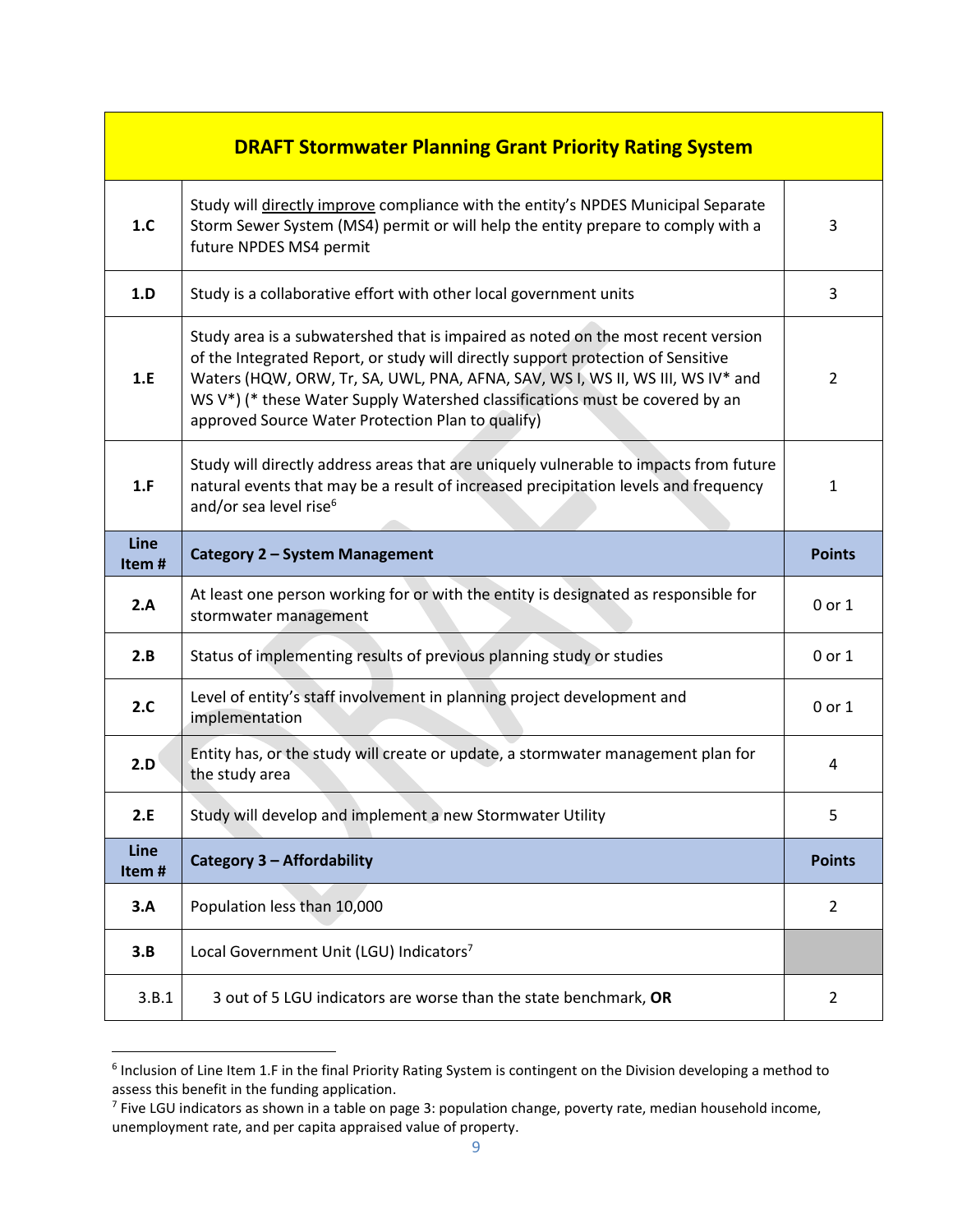| DRAFT Stormwater Planning Grant Priority Rating System | | |
|---|---|---|
| 1.C | Study will <u>directly improve</u> compliance with the entity's NPDES Municipal Separate Storm Sewer System (MS4) permit or will help the entity prepare to comply with a future NPDES MS4 permit | 3 |
| 1.D | Study is a collaborative effort with other local government units | 3 |
| 1.E | Study area is a subwatershed that is impaired as noted on the most recent version of the Integrated Report, or study will directly support protection of Sensitive Waters (HQW, ORW, Tr, SA, UWL, PNA, AFNA, SAV, WS I, WS II, WS III, WS IV* and WS V*) (* these Water Supply Watershed classifications must be covered by an approved Source Water Protection Plan to qualify) | 2 |
| 1.F | Study will directly address areas that are uniquely vulnerable to impacts from future natural events that may be a result of increased precipitation levels and frequency and/or sea level rise[6] | 1 |
| **Line Item #** | **Category 2 – System Management** | **Points** |
| 2.A | At least one person working for or with the entity is designated as responsible for stormwater management | 0 or 1 |
| 2.B | Status of implementing results of previous planning study or studies | 0 or 1 |
| 2.C | Level of entity's staff involvement in planning project development and implementation | 0 or 1 |
| 2.D | Entity has, or the study will create or update, a stormwater management plan for the study area | 4 |
| 2.E | Study will develop and implement a new Stormwater Utility | 5 |
| **Line Item #** | **Category 3 – Affordability** | **Points** |
| 3.A | Population less than 10,000 | 2 |
| 3.B | Local Government Unit (LGU) Indicators[7] | |
| 3.B.1 | 3 out of 5 LGU indicators are worse than the state benchmark, **OR** | 2 |

[6] Inclusion of Line Item 1.F in the final Priority Rating System is contingent on the Division developing a method to assess this benefit in the funding application.

[7] Five LGU indicators as shown in a table on page 3: population change, poverty rate, median household income, unemployment rate, and per capita appraised value of property.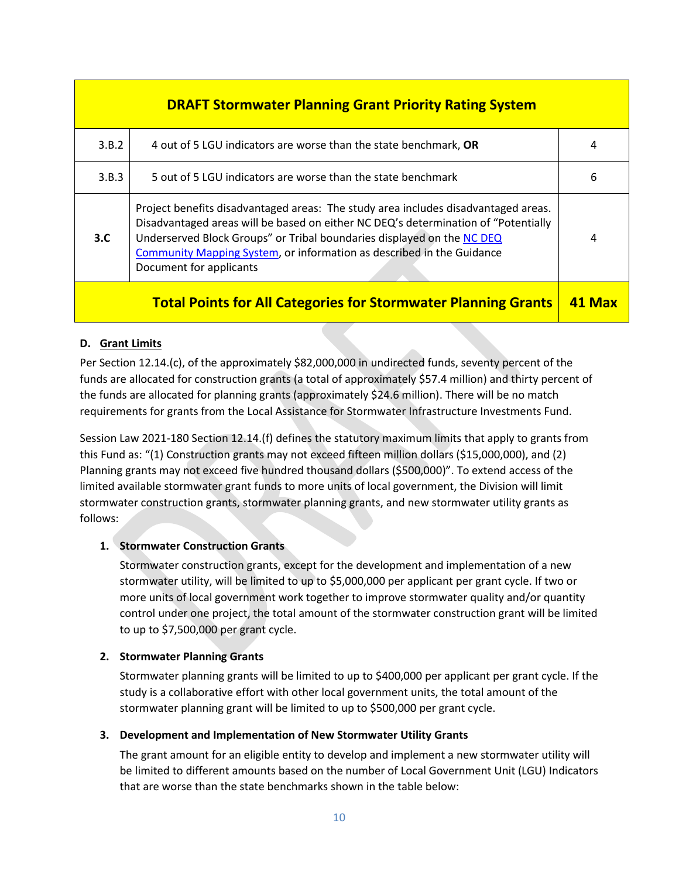| DRAFT Stormwater Planning Grant Priority Rating System | | |
|---|---|---|
| 3.B.2 | 4 out of 5 LGU indicators are worse than the state benchmark, **OR** | 4 |
| 3.B.3 | 5 out of 5 LGU indicators are worse than the state benchmark | 6 |
| **3.C** | Project benefits disadvantaged areas: The study area includes disadvantaged areas. Disadvantaged areas will be based on either NC DEQ's determination of "Potentially Underserved Block Groups" or Tribal boundaries displayed on the NC DEQ Community Mapping System, or information as described in the Guidance Document for applicants | 4 |
| | **Total Points for All Categories for Stormwater Planning Grants** | **41 Max** |

**D. Grant Limits**

Per Section 12.14.(c), of the approximately $82,000,000 in undirected funds, seventy percent of the funds are allocated for construction grants (a total of approximately $57.4 million) and thirty percent of the funds are allocated for planning grants (approximately $24.6 million). There will be no match requirements for grants from the Local Assistance for Stormwater Infrastructure Investments Fund.

Session Law 2021-180 Section 12.14.(f) defines the statutory maximum limits that apply to grants from this Fund as: "(1) Construction grants may not exceed fifteen million dollars ($15,000,000), and (2) Planning grants may not exceed five hundred thousand dollars ($500,000)". To extend access of the limited available stormwater grant funds to more units of local government, the Division will limit stormwater construction grants, stormwater planning grants, and new stormwater utility grants as follows:

1. **Stormwater Construction Grants**

   Stormwater construction grants, except for the development and implementation of a new stormwater utility, will be limited to up to $5,000,000 per applicant per grant cycle. If two or more units of local government work together to improve stormwater quality and/or quantity control under one project, the total amount of the stormwater construction grant will be limited to up to $7,500,000 per grant cycle.

2. **Stormwater Planning Grants**

   Stormwater planning grants will be limited to up to $400,000 per applicant per grant cycle. If the study is a collaborative effort with other local government units, the total amount of the stormwater planning grant will be limited to up to $500,000 per grant cycle.

3. **Development and Implementation of New Stormwater Utility Grants**

   The grant amount for an eligible entity to develop and implement a new stormwater utility will be limited to different amounts based on the number of Local Government Unit (LGU) Indicators that are worse than the state benchmarks shown in the table below: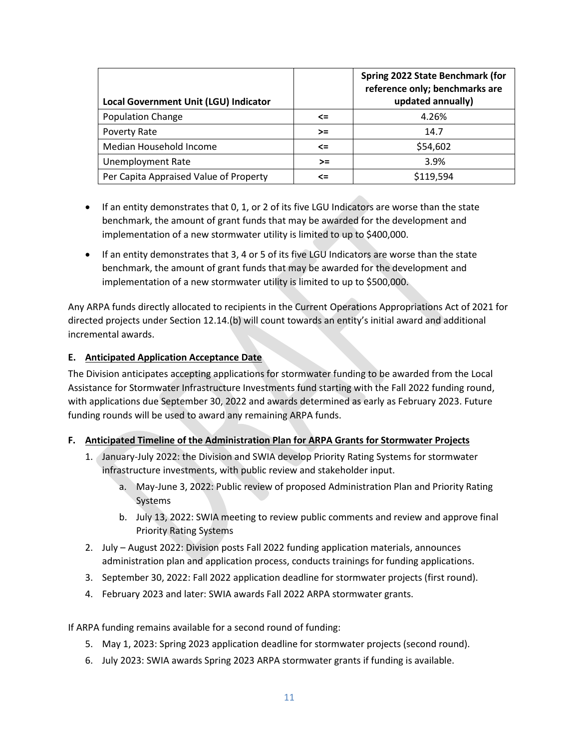| Local Government Unit (LGU) Indicator | | Spring 2022 State Benchmark (for reference only; benchmarks are updated annually) |
|---|---|---|
| Population Change | <= | 4.26% |
| Poverty Rate | >= | 14.7 |
| Median Household Income | <= | $54,602 |
| Unemployment Rate | >= | 3.9% |
| Per Capita Appraised Value of Property | <= | $119,594 |

- If an entity demonstrates that 0, 1, or 2 of its five LGU Indicators are worse than the state benchmark, the amount of grant funds that may be awarded for the development and implementation of a new stormwater utility is limited to up to $400,000.
- If an entity demonstrates that 3, 4 or 5 of its five LGU Indicators are worse than the state benchmark, the amount of grant funds that may be awarded for the development and implementation of a new stormwater utility is limited to up to $500,000.

Any ARPA funds directly allocated to recipients in the Current Operations Appropriations Act of 2021 for directed projects under Section 12.14.(b) will count towards an entity's initial award and additional incremental awards.

**E. Anticipated Application Acceptance Date**

The Division anticipates accepting applications for stormwater funding to be awarded from the Local Assistance for Stormwater Infrastructure Investments fund starting with the Fall 2022 funding round, with applications due September 30, 2022 and awards determined as early as February 2023. Future funding rounds will be used to award any remaining ARPA funds.

**F. Anticipated Timeline of the Administration Plan for ARPA Grants for Stormwater Projects**

1. January-July 2022: the Division and SWIA develop Priority Rating Systems for stormwater infrastructure investments, with public review and stakeholder input.
   a. May-June 3, 2022: Public review of proposed Administration Plan and Priority Rating Systems
   b. July 13, 2022: SWIA meeting to review public comments and review and approve final Priority Rating Systems
2. July – August 2022: Division posts Fall 2022 funding application materials, announces administration plan and application process, conducts trainings for funding applications.
3. September 30, 2022: Fall 2022 application deadline for stormwater projects (first round).
4. February 2023 and later: SWIA awards Fall 2022 ARPA stormwater grants.

If ARPA funding remains available for a second round of funding:

5. May 1, 2023: Spring 2023 application deadline for stormwater projects (second round).
6. July 2023: SWIA awards Spring 2023 ARPA stormwater grants if funding is available.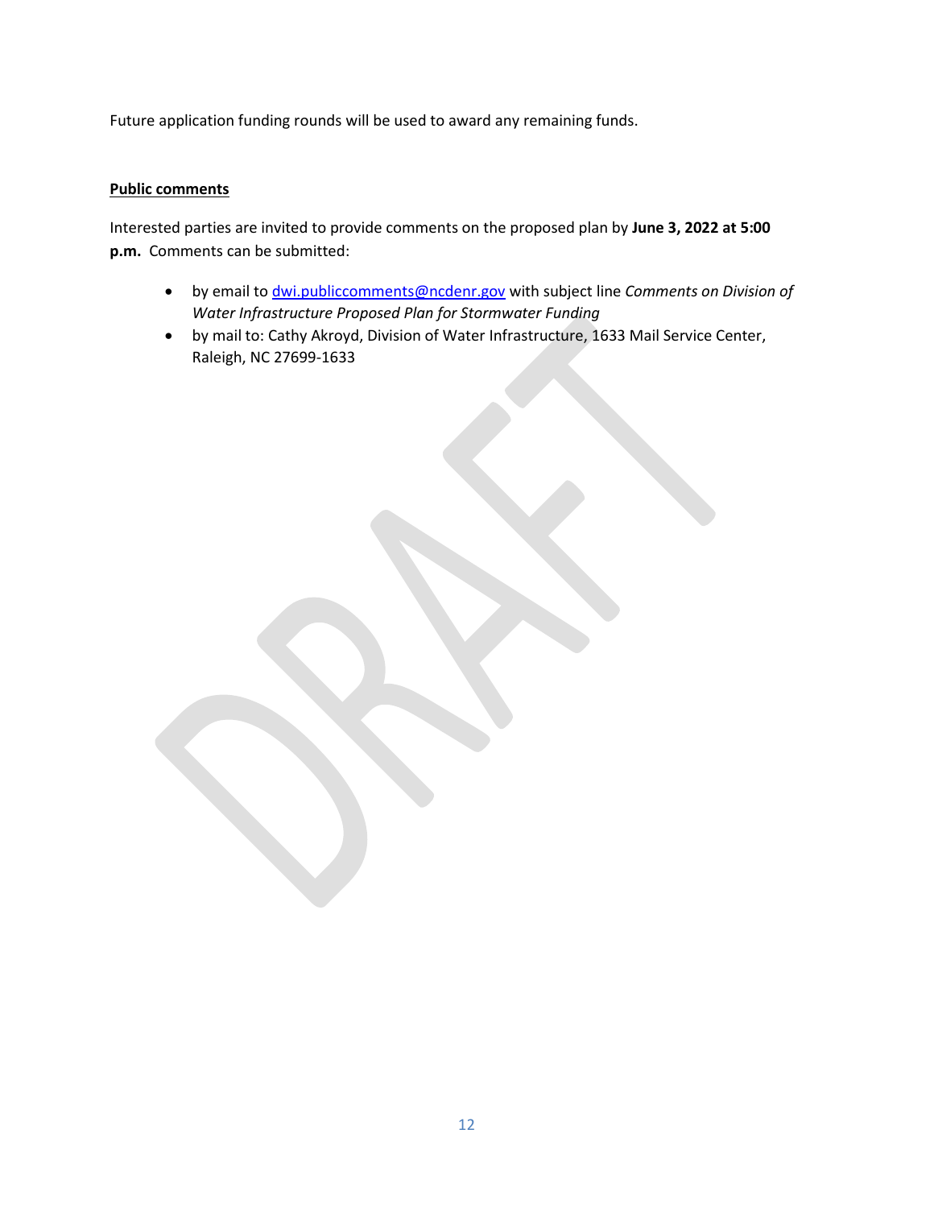Future application funding rounds will be used to award any remaining funds.

**Public comments**

Interested parties are invited to provide comments on the proposed plan by **June 3, 2022 at 5:00 p.m.** Comments can be submitted:

- by email to [dwi.publiccomments@ncdenr.gov](mailto:dwi.publiccomments@ncdenr.gov) with subject line *Comments on Division of Water Infrastructure Proposed Plan for Stormwater Funding*
- by mail to: Cathy Akroyd, Division of Water Infrastructure, 1633 Mail Service Center, Raleigh, NC 27699-1633